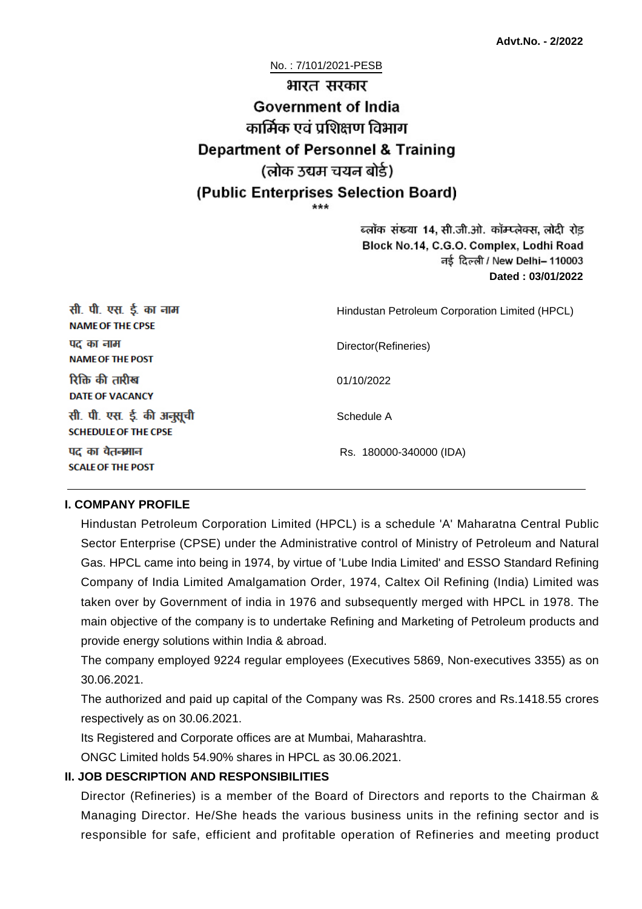**Advt.No. - 2/2022**

No. : 7/101/2021-PESB

# भारत सरकार
# Government of India
## कार्मिक एवं प्रशिक्षण विभाग
## Department of Personnel & Training
## (लोक उद्यम चयन बोर्ड)
## (Public Enterprises Selection Board)

\*\*\*

ब्लॉक संख्या 14, सी.जी.ओ. कॉम्प्लेक्स, लोदी रोड़
Block No.14, C.G.O. Complex, Lodhi Road
नई दिल्ली / New Delhi– 110003
**Dated : 03/01/2022**

| | |
|---|---|
| सी. पी. एस. ई. का नाम<br>**NAME OF THE CPSE** | Hindustan Petroleum Corporation Limited (HPCL) |
| पद का नाम<br>**NAME OF THE POST** | Director(Refineries) |
| रिक्ति की तारीख<br>**DATE OF VACANCY** | 01/10/2022 |
| सी. पी. एस. ई. की अनुसूची<br>**SCHEDULE OF THE CPSE** | Schedule A |
| पद का वेतनमान<br>**SCALE OF THE POST** | Rs. 180000-340000 (IDA) |

### I. COMPANY PROFILE

Hindustan Petroleum Corporation Limited (HPCL) is a schedule 'A' Maharatna Central Public Sector Enterprise (CPSE) under the Administrative control of Ministry of Petroleum and Natural Gas. HPCL came into being in 1974, by virtue of 'Lube India Limited' and ESSO Standard Refining Company of India Limited Amalgamation Order, 1974, Caltex Oil Refining (India) Limited was taken over by Government of india in 1976 and subsequently merged with HPCL in 1978. The main objective of the company is to undertake Refining and Marketing of Petroleum products and provide energy solutions within India & abroad.

The company employed 9224 regular employees (Executives 5869, Non-executives 3355) as on 30.06.2021.

The authorized and paid up capital of the Company was Rs. 2500 crores and Rs.1418.55 crores respectively as on 30.06.2021.

Its Registered and Corporate offices are at Mumbai, Maharashtra.

ONGC Limited holds 54.90% shares in HPCL as 30.06.2021.

### II. JOB DESCRIPTION AND RESPONSIBILITIES

Director (Refineries) is a member of the Board of Directors and reports to the Chairman & Managing Director. He/She heads the various business units in the refining sector and is responsible for safe, efficient and profitable operation of Refineries and meeting product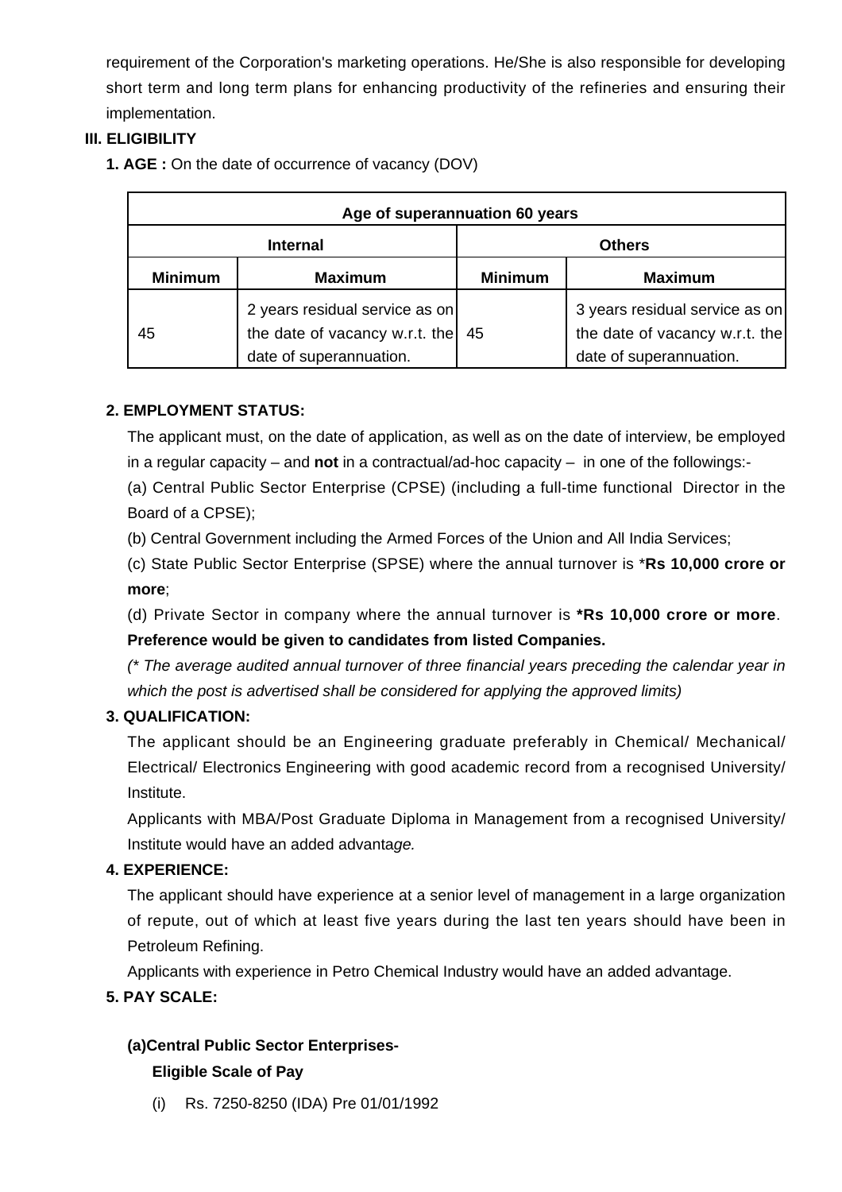requirement of the Corporation's marketing operations. He/She is also responsible for developing short term and long term plans for enhancing productivity of the refineries and ensuring their implementation.

**III. ELIGIBILITY**

**1. AGE :** On the date of occurrence of vacancy (DOV)

| Age of superannuation 60 years | | | |
|---|---|---|---|
| **Internal** | | **Others** | |
| **Minimum** | **Maximum** | **Minimum** | **Maximum** |
| 45 | 2 years residual service as on the date of vacancy w.r.t. the date of superannuation. | 45 | 3 years residual service as on the date of vacancy w.r.t. the date of superannuation. |

**2. EMPLOYMENT STATUS:**

The applicant must, on the date of application, as well as on the date of interview, be employed in a regular capacity – and **not** in a contractual/ad-hoc capacity – in one of the followings:-

(a) Central Public Sector Enterprise (CPSE) (including a full-time functional Director in the Board of a CPSE);

(b) Central Government including the Armed Forces of the Union and All India Services;

(c) State Public Sector Enterprise (SPSE) where the annual turnover is ***Rs 10,000 crore or more**;

(d) Private Sector in company where the annual turnover is ***Rs 10,000 crore or more**. **Preference would be given to candidates from listed Companies.**

*(* The average audited annual turnover of three financial years preceding the calendar year in which the post is advertised shall be considered for applying the approved limits)*

**3. QUALIFICATION:**

The applicant should be an Engineering graduate preferably in Chemical/ Mechanical/ Electrical/ Electronics Engineering with good academic record from a recognised University/ Institute.

Applicants with MBA/Post Graduate Diploma in Management from a recognised University/ Institute would have an added advantage.

**4. EXPERIENCE:**

The applicant should have experience at a senior level of management in a large organization of repute, out of which at least five years during the last ten years should have been in Petroleum Refining.

Applicants with experience in Petro Chemical Industry would have an added advantage.

**5. PAY SCALE:**

**(a)Central Public Sector Enterprises-**

**Eligible Scale of Pay**

(i) Rs. 7250-8250 (IDA) Pre 01/01/1992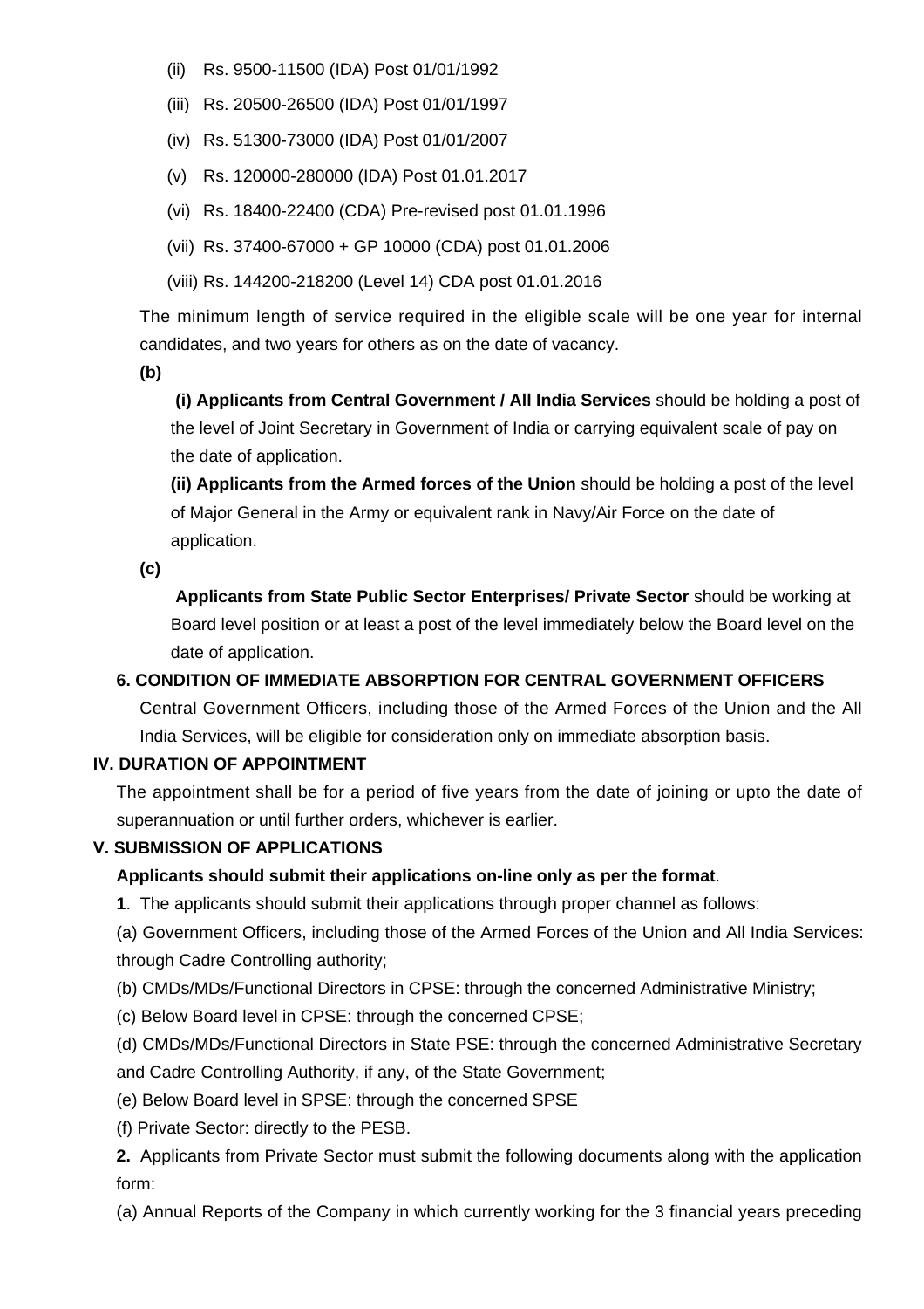(ii) Rs. 9500-11500 (IDA) Post 01/01/1992

(iii) Rs. 20500-26500 (IDA) Post 01/01/1997

(iv) Rs. 51300-73000 (IDA) Post 01/01/2007

(v) Rs. 120000-280000 (IDA) Post 01.01.2017

(vi) Rs. 18400-22400 (CDA) Pre-revised post 01.01.1996

(vii) Rs. 37400-67000 + GP 10000 (CDA) post 01.01.2006

(viii) Rs. 144200-218200 (Level 14) CDA post 01.01.2016

The minimum length of service required in the eligible scale will be one year for internal candidates, and two years for others as on the date of vacancy.

**(b)**

**(i) Applicants from Central Government / All India Services** should be holding a post of the level of Joint Secretary in Government of India or carrying equivalent scale of pay on the date of application.

**(ii) Applicants from the Armed forces of the Union** should be holding a post of the level of Major General in the Army or equivalent rank in Navy/Air Force on the date of application.

**(c)**

**Applicants from State Public Sector Enterprises/ Private Sector** should be working at Board level position or at least a post of the level immediately below the Board level on the date of application.

**6. CONDITION OF IMMEDIATE ABSORPTION FOR CENTRAL GOVERNMENT OFFICERS**

Central Government Officers, including those of the Armed Forces of the Union and the All India Services, will be eligible for consideration only on immediate absorption basis.

## IV. DURATION OF APPOINTMENT

The appointment shall be for a period of five years from the date of joining or upto the date of superannuation or until further orders, whichever is earlier.

## V. SUBMISSION OF APPLICATIONS

**Applicants should submit their applications on-line only as per the format**.

**1**. The applicants should submit their applications through proper channel as follows:

(a) Government Officers, including those of the Armed Forces of the Union and All India Services: through Cadre Controlling authority;

(b) CMDs/MDs/Functional Directors in CPSE: through the concerned Administrative Ministry;

(c) Below Board level in CPSE: through the concerned CPSE;

(d) CMDs/MDs/Functional Directors in State PSE: through the concerned Administrative Secretary and Cadre Controlling Authority, if any, of the State Government;

(e) Below Board level in SPSE: through the concerned SPSE

(f) Private Sector: directly to the PESB.

**2.** Applicants from Private Sector must submit the following documents along with the application form:

(a) Annual Reports of the Company in which currently working for the 3 financial years preceding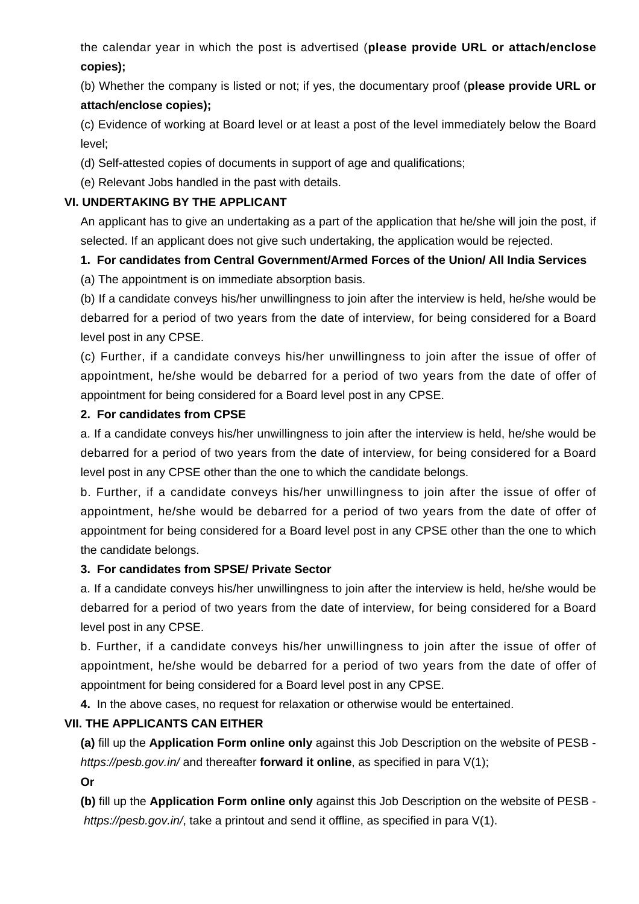the calendar year in which the post is advertised (**please provide URL or attach/enclose copies);**

(b) Whether the company is listed or not; if yes, the documentary proof (**please provide URL or attach/enclose copies);**

(c) Evidence of working at Board level or at least a post of the level immediately below the Board level;

(d) Self-attested copies of documents in support of age and qualifications;

(e) Relevant Jobs handled in the past with details.

**VI. UNDERTAKING BY THE APPLICANT**

An applicant has to give an undertaking as a part of the application that he/she will join the post, if selected. If an applicant does not give such undertaking, the application would be rejected.

**1. For candidates from Central Government/Armed Forces of the Union/ All India Services**

(a) The appointment is on immediate absorption basis.

(b) If a candidate conveys his/her unwillingness to join after the interview is held, he/she would be debarred for a period of two years from the date of interview, for being considered for a Board level post in any CPSE.

(c) Further, if a candidate conveys his/her unwillingness to join after the issue of offer of appointment, he/she would be debarred for a period of two years from the date of offer of appointment for being considered for a Board level post in any CPSE.

**2. For candidates from CPSE**

a. If a candidate conveys his/her unwillingness to join after the interview is held, he/she would be debarred for a period of two years from the date of interview, for being considered for a Board level post in any CPSE other than the one to which the candidate belongs.

b. Further, if a candidate conveys his/her unwillingness to join after the issue of offer of appointment, he/she would be debarred for a period of two years from the date of offer of appointment for being considered for a Board level post in any CPSE other than the one to which the candidate belongs.

**3. For candidates from SPSE/ Private Sector**

a. If a candidate conveys his/her unwillingness to join after the interview is held, he/she would be debarred for a period of two years from the date of interview, for being considered for a Board level post in any CPSE.

b. Further, if a candidate conveys his/her unwillingness to join after the issue of offer of appointment, he/she would be debarred for a period of two years from the date of offer of appointment for being considered for a Board level post in any CPSE.

**4.** In the above cases, no request for relaxation or otherwise would be entertained.

**VII. THE APPLICANTS CAN EITHER**

**(a)** fill up the **Application Form online only** against this Job Description on the website of PESB - *https://pesb.gov.in/* and thereafter **forward it online**, as specified in para V(1);

**Or**

**(b)** fill up the **Application Form online only** against this Job Description on the website of PESB - *https://pesb.gov.in/*, take a printout and send it offline, as specified in para V(1).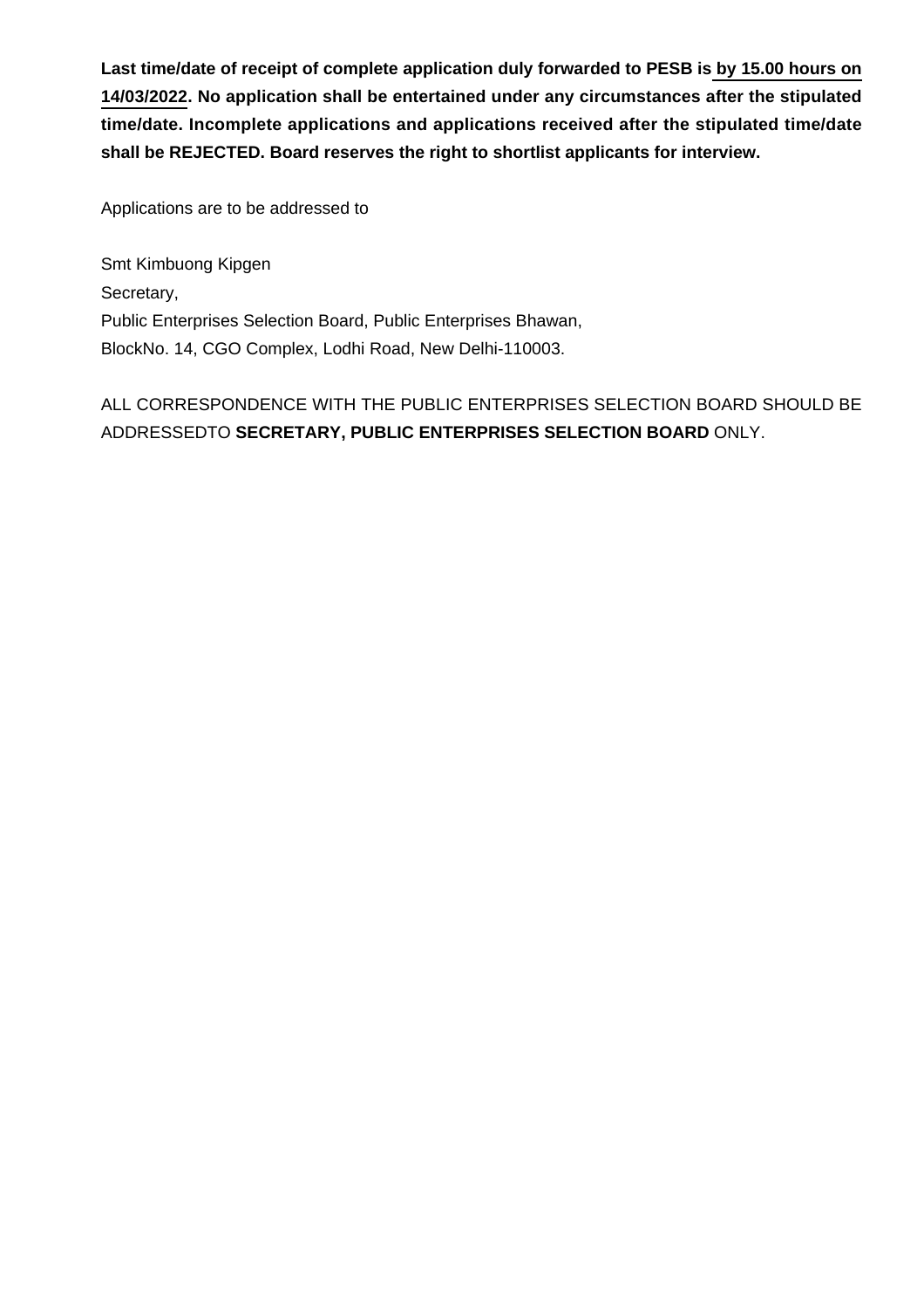**Last time/date of receipt of complete application duly forwarded to PESB is by 15.00 hours on 14/03/2022. No application shall be entertained under any circumstances after the stipulated time/date. Incomplete applications and applications received after the stipulated time/date shall be REJECTED. Board reserves the right to shortlist applicants for interview.**

Applications are to be addressed to

Smt Kimbuong Kipgen  
Secretary,  
Public Enterprises Selection Board, Public Enterprises Bhawan,  
BlockNo. 14, CGO Complex, Lodhi Road, New Delhi-110003.

ALL CORRESPONDENCE WITH THE PUBLIC ENTERPRISES SELECTION BOARD SHOULD BE ADDRESSEDTO **SECRETARY, PUBLIC ENTERPRISES SELECTION BOARD** ONLY.